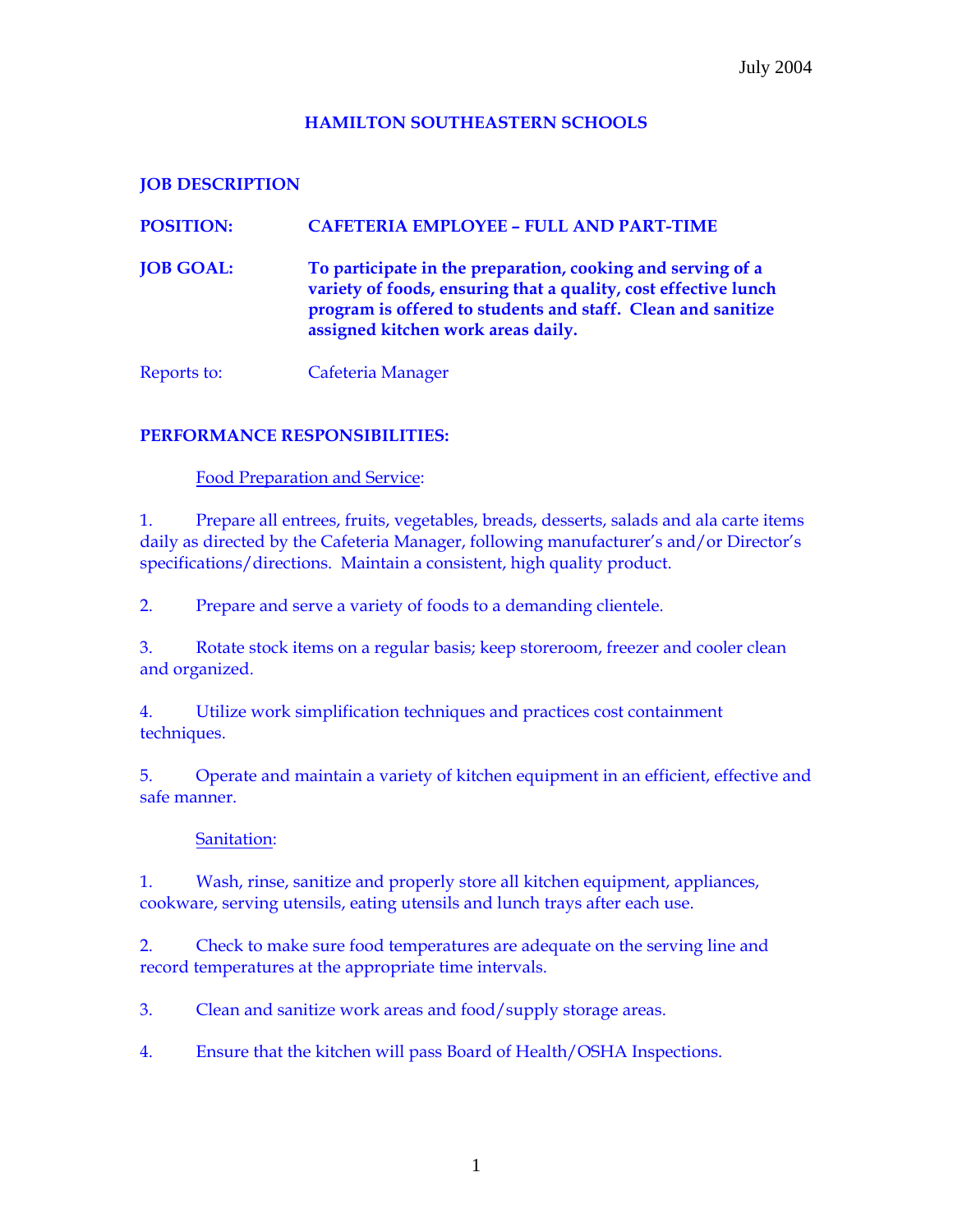July 2004

# HAMILTON SOUTHEASTERN SCHOOLS

**JOB DESCRIPTION**

**POSITION:** **CAFETERIA EMPLOYEE – FULL AND PART-TIME**

**JOB GOAL:** **To participate in the preparation, cooking and serving of a variety of foods, ensuring that a quality, cost effective lunch program is offered to students and staff. Clean and sanitize assigned kitchen work areas daily.**

Reports to: Cafeteria Manager

**PERFORMANCE RESPONSIBILITIES:**

<u>Food Preparation and Service</u>:

1. Prepare all entrees, fruits, vegetables, breads, desserts, salads and ala carte items daily as directed by the Cafeteria Manager, following manufacturer's and/or Director's specifications/directions. Maintain a consistent, high quality product.

2. Prepare and serve a variety of foods to a demanding clientele.

3. Rotate stock items on a regular basis; keep storeroom, freezer and cooler clean and organized.

4. Utilize work simplification techniques and practices cost containment techniques.

5. Operate and maintain a variety of kitchen equipment in an efficient, effective and safe manner.

<u>Sanitation</u>:

1. Wash, rinse, sanitize and properly store all kitchen equipment, appliances, cookware, serving utensils, eating utensils and lunch trays after each use.

2. Check to make sure food temperatures are adequate on the serving line and record temperatures at the appropriate time intervals.

3. Clean and sanitize work areas and food/supply storage areas.

4. Ensure that the kitchen will pass Board of Health/OSHA Inspections.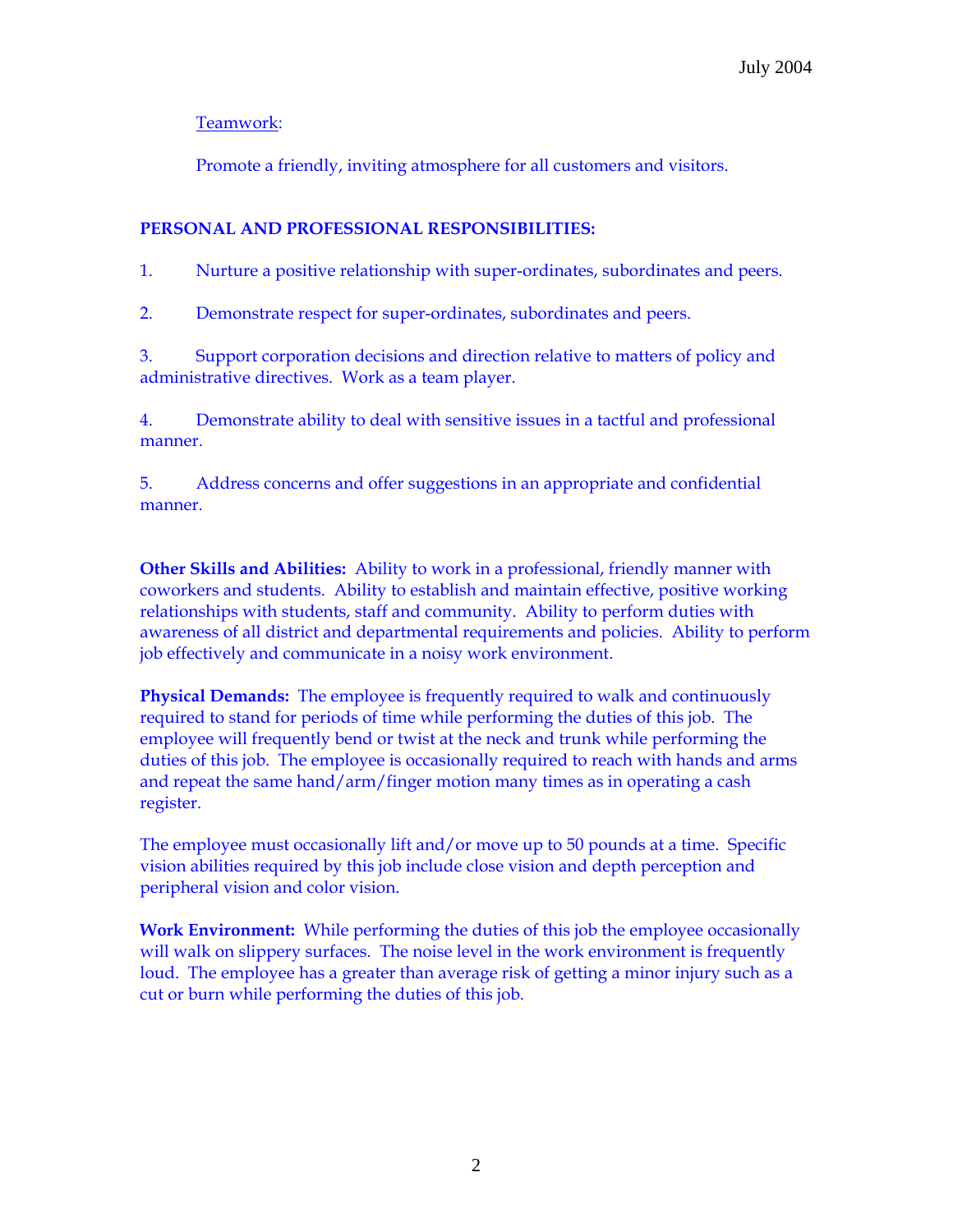Teamwork:

Promote a friendly, inviting atmosphere for all customers and visitors.

**PERSONAL AND PROFESSIONAL RESPONSIBILITIES:**

1. Nurture a positive relationship with super-ordinates, subordinates and peers.

2. Demonstrate respect for super-ordinates, subordinates and peers.

3. Support corporation decisions and direction relative to matters of policy and administrative directives. Work as a team player.

4. Demonstrate ability to deal with sensitive issues in a tactful and professional manner.

5. Address concerns and offer suggestions in an appropriate and confidential manner.

**Other Skills and Abilities:** Ability to work in a professional, friendly manner with coworkers and students. Ability to establish and maintain effective, positive working relationships with students, staff and community. Ability to perform duties with awareness of all district and departmental requirements and policies. Ability to perform job effectively and communicate in a noisy work environment.

**Physical Demands:** The employee is frequently required to walk and continuously required to stand for periods of time while performing the duties of this job. The employee will frequently bend or twist at the neck and trunk while performing the duties of this job. The employee is occasionally required to reach with hands and arms and repeat the same hand/arm/finger motion many times as in operating a cash register.

The employee must occasionally lift and/or move up to 50 pounds at a time. Specific vision abilities required by this job include close vision and depth perception and peripheral vision and color vision.

**Work Environment:** While performing the duties of this job the employee occasionally will walk on slippery surfaces. The noise level in the work environment is frequently loud. The employee has a greater than average risk of getting a minor injury such as a cut or burn while performing the duties of this job.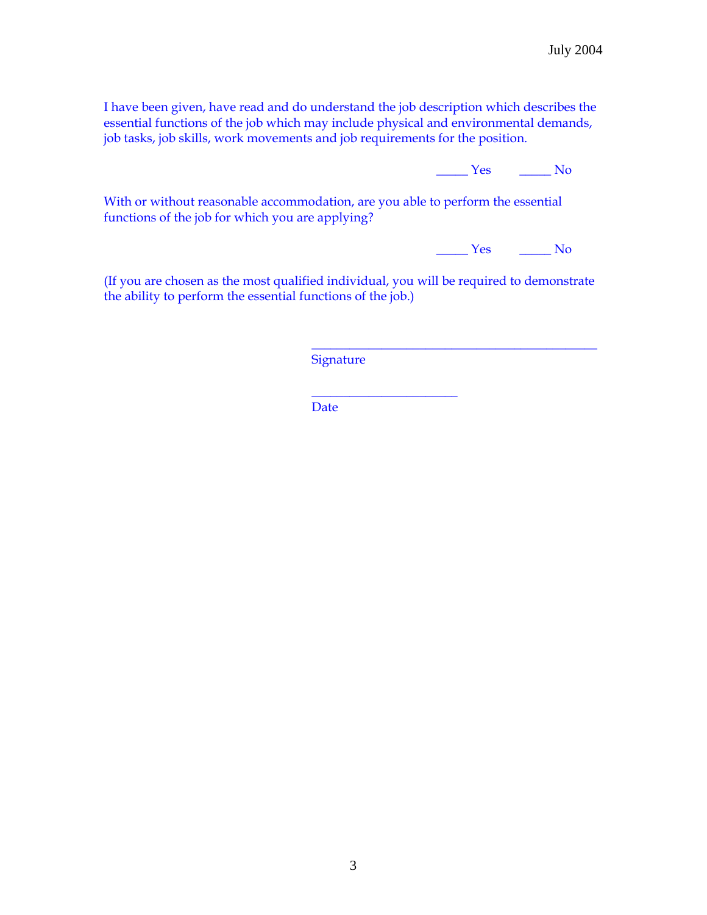July 2004

I have been given, have read and do understand the job description which describes the essential functions of the job which may include physical and environmental demands, job tasks, job skills, work movements and job requirements for the position.

_____ Yes _____ No

With or without reasonable accommodation, are you able to perform the essential functions of the job for which you are applying?

_____ Yes _____ No

(If you are chosen as the most qualified individual, you will be required to demonstrate the ability to perform the essential functions of the job.)

_____________________________________________
Signature

______________________
Date